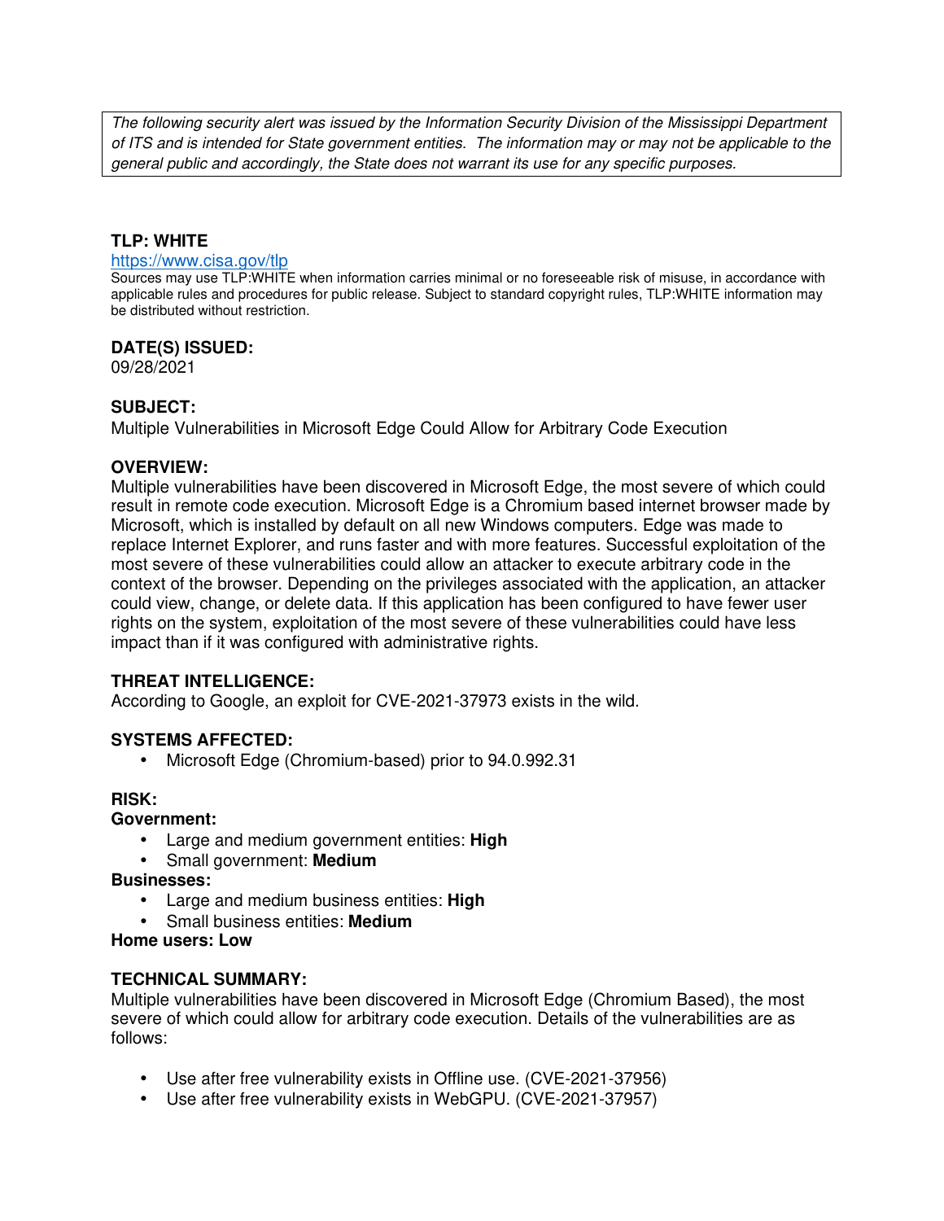*The following security alert was issued by the Information Security Division of the Mississippi Department of ITS and is intended for State government entities. The information may or may not be applicable to the general public and accordingly, the State does not warrant its use for any specific purposes.*

**TLP: WHITE**

https://www.cisa.gov/tlp

Sources may use TLP:WHITE when information carries minimal or no foreseeable risk of misuse, in accordance with applicable rules and procedures for public release. Subject to standard copyright rules, TLP:WHITE information may be distributed without restriction.

**DATE(S) ISSUED:**

09/28/2021

**SUBJECT:**

Multiple Vulnerabilities in Microsoft Edge Could Allow for Arbitrary Code Execution

**OVERVIEW:**

Multiple vulnerabilities have been discovered in Microsoft Edge, the most severe of which could result in remote code execution. Microsoft Edge is a Chromium based internet browser made by Microsoft, which is installed by default on all new Windows computers. Edge was made to replace Internet Explorer, and runs faster and with more features. Successful exploitation of the most severe of these vulnerabilities could allow an attacker to execute arbitrary code in the context of the browser. Depending on the privileges associated with the application, an attacker could view, change, or delete data. If this application has been configured to have fewer user rights on the system, exploitation of the most severe of these vulnerabilities could have less impact than if it was configured with administrative rights.

**THREAT INTELLIGENCE:**

According to Google, an exploit for CVE-2021-37973 exists in the wild.

**SYSTEMS AFFECTED:**

- Microsoft Edge (Chromium-based) prior to 94.0.992.31

**RISK:**

**Government:**

- Large and medium government entities: **High**
- Small government: **Medium**

**Businesses:**

- Large and medium business entities: **High**
- Small business entities: **Medium**

**Home users: Low**

**TECHNICAL SUMMARY:**

Multiple vulnerabilities have been discovered in Microsoft Edge (Chromium Based), the most severe of which could allow for arbitrary code execution. Details of the vulnerabilities are as follows:

- Use after free vulnerability exists in Offline use. (CVE-2021-37956)
- Use after free vulnerability exists in WebGPU. (CVE-2021-37957)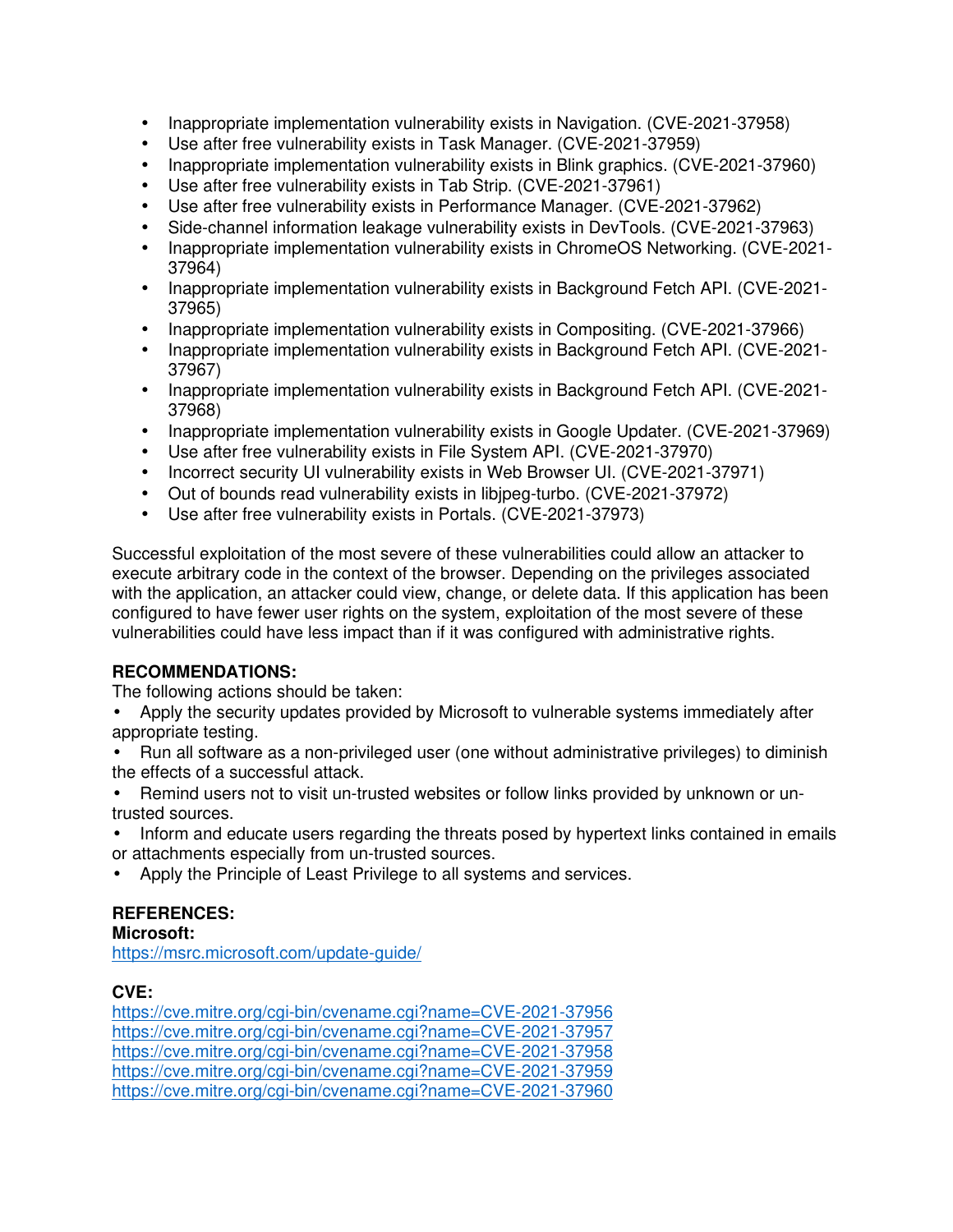- Inappropriate implementation vulnerability exists in Navigation. (CVE-2021-37958)
- Use after free vulnerability exists in Task Manager. (CVE-2021-37959)
- Inappropriate implementation vulnerability exists in Blink graphics. (CVE-2021-37960)
- Use after free vulnerability exists in Tab Strip. (CVE-2021-37961)
- Use after free vulnerability exists in Performance Manager. (CVE-2021-37962)
- Side-channel information leakage vulnerability exists in DevTools. (CVE-2021-37963)
- Inappropriate implementation vulnerability exists in ChromeOS Networking. (CVE-2021-37964)
- Inappropriate implementation vulnerability exists in Background Fetch API. (CVE-2021-37965)
- Inappropriate implementation vulnerability exists in Compositing. (CVE-2021-37966)
- Inappropriate implementation vulnerability exists in Background Fetch API. (CVE-2021-37967)
- Inappropriate implementation vulnerability exists in Background Fetch API. (CVE-2021-37968)
- Inappropriate implementation vulnerability exists in Google Updater. (CVE-2021-37969)
- Use after free vulnerability exists in File System API. (CVE-2021-37970)
- Incorrect security UI vulnerability exists in Web Browser UI. (CVE-2021-37971)
- Out of bounds read vulnerability exists in libjpeg-turbo. (CVE-2021-37972)
- Use after free vulnerability exists in Portals. (CVE-2021-37973)

Successful exploitation of the most severe of these vulnerabilities could allow an attacker to execute arbitrary code in the context of the browser. Depending on the privileges associated with the application, an attacker could view, change, or delete data. If this application has been configured to have fewer user rights on the system, exploitation of the most severe of these vulnerabilities could have less impact than if it was configured with administrative rights.

**RECOMMENDATIONS:**

The following actions should be taken:

- Apply the security updates provided by Microsoft to vulnerable systems immediately after appropriate testing.
- Run all software as a non-privileged user (one without administrative privileges) to diminish the effects of a successful attack.
- Remind users not to visit un-trusted websites or follow links provided by unknown or un-trusted sources.
- Inform and educate users regarding the threats posed by hypertext links contained in emails or attachments especially from un-trusted sources.
- Apply the Principle of Least Privilege to all systems and services.

**REFERENCES:**

**Microsoft:**

https://msrc.microsoft.com/update-guide/

**CVE:**

https://cve.mitre.org/cgi-bin/cvename.cgi?name=CVE-2021-37956
https://cve.mitre.org/cgi-bin/cvename.cgi?name=CVE-2021-37957
https://cve.mitre.org/cgi-bin/cvename.cgi?name=CVE-2021-37958
https://cve.mitre.org/cgi-bin/cvename.cgi?name=CVE-2021-37959
https://cve.mitre.org/cgi-bin/cvename.cgi?name=CVE-2021-37960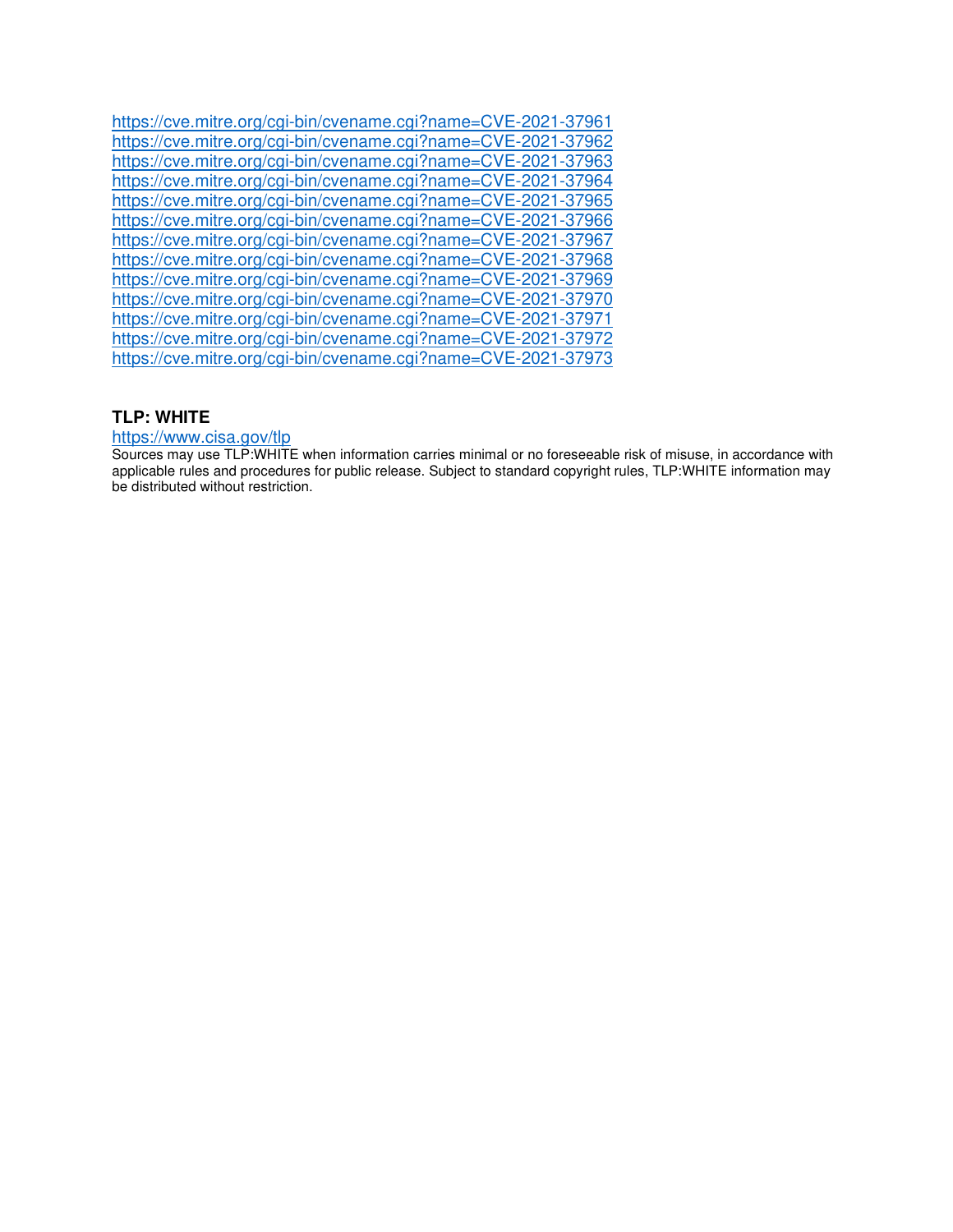https://cve.mitre.org/cgi-bin/cvename.cgi?name=CVE-2021-37961
https://cve.mitre.org/cgi-bin/cvename.cgi?name=CVE-2021-37962
https://cve.mitre.org/cgi-bin/cvename.cgi?name=CVE-2021-37963
https://cve.mitre.org/cgi-bin/cvename.cgi?name=CVE-2021-37964
https://cve.mitre.org/cgi-bin/cvename.cgi?name=CVE-2021-37965
https://cve.mitre.org/cgi-bin/cvename.cgi?name=CVE-2021-37966
https://cve.mitre.org/cgi-bin/cvename.cgi?name=CVE-2021-37967
https://cve.mitre.org/cgi-bin/cvename.cgi?name=CVE-2021-37968
https://cve.mitre.org/cgi-bin/cvename.cgi?name=CVE-2021-37969
https://cve.mitre.org/cgi-bin/cvename.cgi?name=CVE-2021-37970
https://cve.mitre.org/cgi-bin/cvename.cgi?name=CVE-2021-37971
https://cve.mitre.org/cgi-bin/cvename.cgi?name=CVE-2021-37972
https://cve.mitre.org/cgi-bin/cvename.cgi?name=CVE-2021-37973

### TLP: WHITE

https://www.cisa.gov/tlp

Sources may use TLP:WHITE when information carries minimal or no foreseeable risk of misuse, in accordance with applicable rules and procedures for public release. Subject to standard copyright rules, TLP:WHITE information may be distributed without restriction.